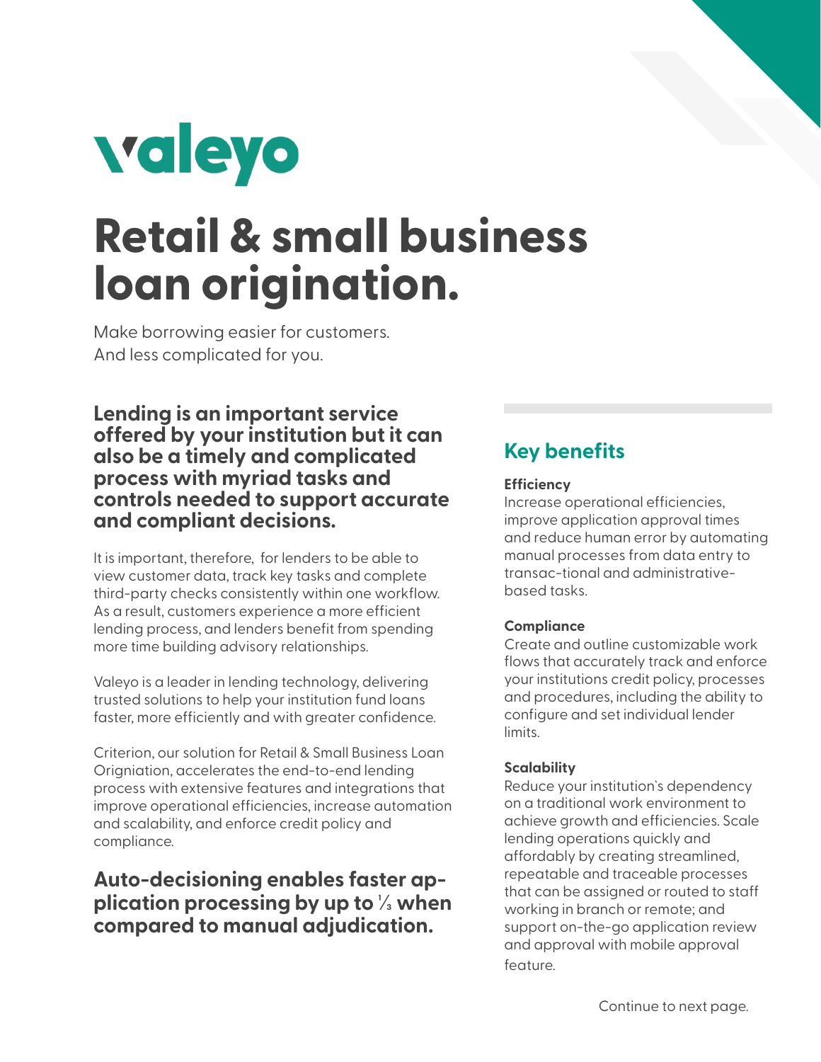valeyo

# Retail & small business loan origination.

Make borrowing easier for customers.
And less complicated for you.

## Lending is an important service offered by your institution but it can also be a timely and complicated process with myriad tasks and controls needed to support accurate and compliant decisions.

It is important, therefore, for lenders to be able to view customer data, track key tasks and complete third-party checks consistently within one workflow. As a result, customers experience a more efficient lending process, and lenders benefit from spending more time building advisory relationships.

Valeyo is a leader in lending technology, delivering trusted solutions to help your institution fund loans faster, more efficiently and with greater confidence.

Criterion, our solution for Retail & Small Business Loan Origniation, accelerates the end-to-end lending process with extensive features and integrations that improve operational efficiencies, increase automation and scalability, and enforce credit policy and compliance.

## Auto-decisioning enables faster application processing by up to ⅓ when compared to manual adjudication.

## Key benefits

**Efficiency**
Increase operational efficiencies, improve application approval times and reduce human error by automating manual processes from data entry to transac-tional and administrative-based tasks.

**Compliance**
Create and outline customizable work flows that accurately track and enforce your institutions credit policy, processes and procedures, including the ability to configure and set individual lender limits.

**Scalability**
Reduce your institution`s dependency on a traditional work environment to achieve growth and efficiencies. Scale lending operations quickly and affordably by creating streamlined, repeatable and traceable processes that can be assigned or routed to staff working in branch or remote; and support on-the-go application review and approval with mobile approval feature.

Continue to next page.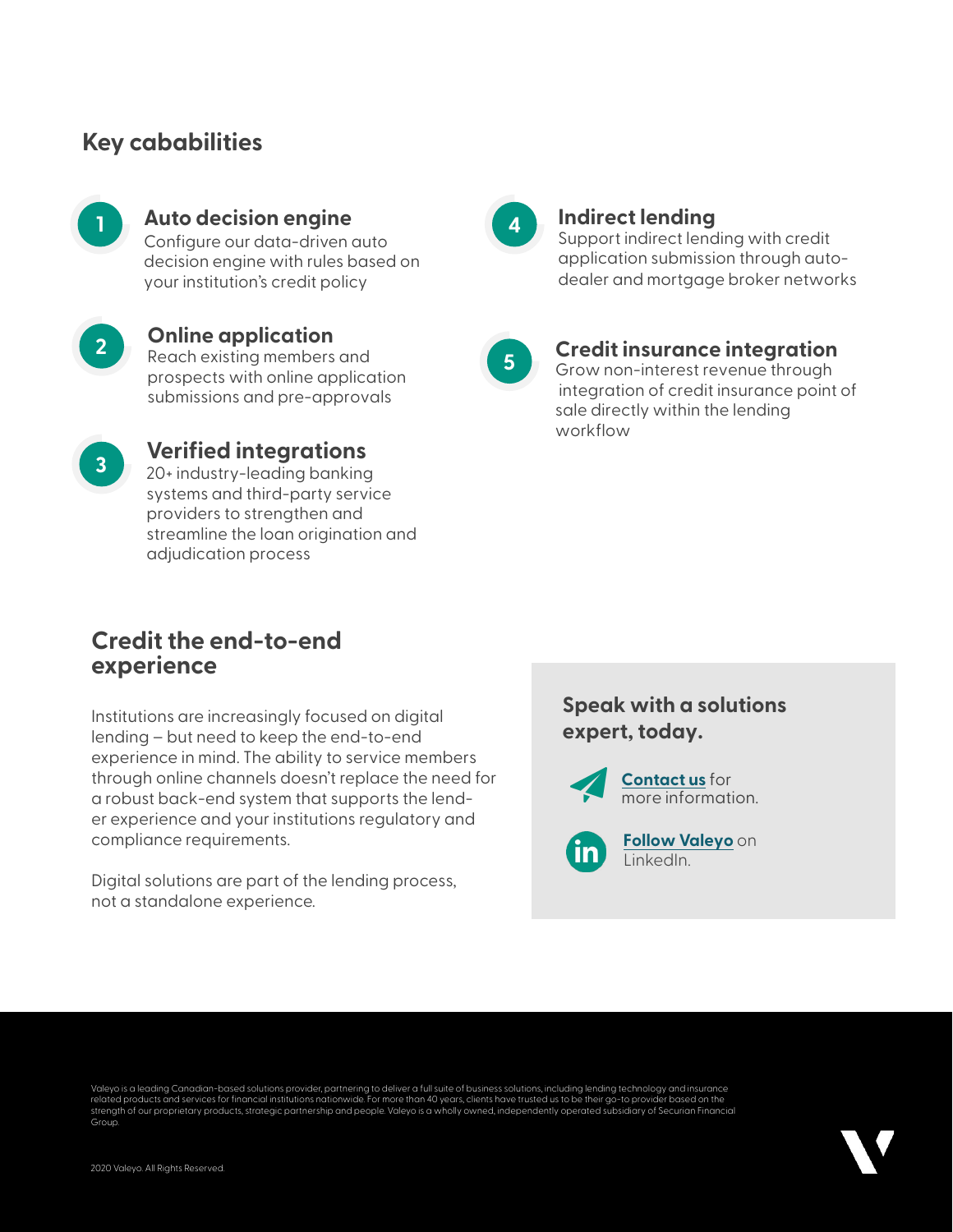## Key cabablities

1. **Auto decision engine**
   Configure our data-driven auto decision engine with rules based on your institution's credit policy

2. **Online application**
   Reach existing members and prospects with online application submissions and pre-approvals

3. **Verified integrations**
   20+ industry-leading banking systems and third-party service providers to strengthen and streamline the loan origination and adjudication process

4. **Indirect lending**
   Support indirect lending with credit application submission through auto-dealer and mortgage broker networks

5. **Credit insurance integration**
   Grow non-interest revenue through integration of credit insurance point of sale directly within the lending workflow

## Credit the end-to-end experience

Institutions are increasingly focused on digital lending – but need to keep the end-to-end experience in mind. The ability to service members through online channels doesn't replace the need for a robust back-end system that supports the lender experience and your institutions regulatory and compliance requirements.

Digital solutions are part of the lending process, not a standalone experience.

### Speak with a solutions expert, today.

**Contact us** for more information.

**Follow Valeyo** on LinkedIn.

Valeyo is a leading Canadian-based solutions provider, partnering to deliver a full suite of business solutions, including lending technology and insurance related products and services for financial institutions nationwide. For more than 40 years, clients have trusted us to be their go-to provider based on the strength of our proprietary products, strategic partnership and people. Valeyo is a wholly owned, independently operated subsidiary of Securian Financial Group.

2020 Valeyo. All Rights Reserved.